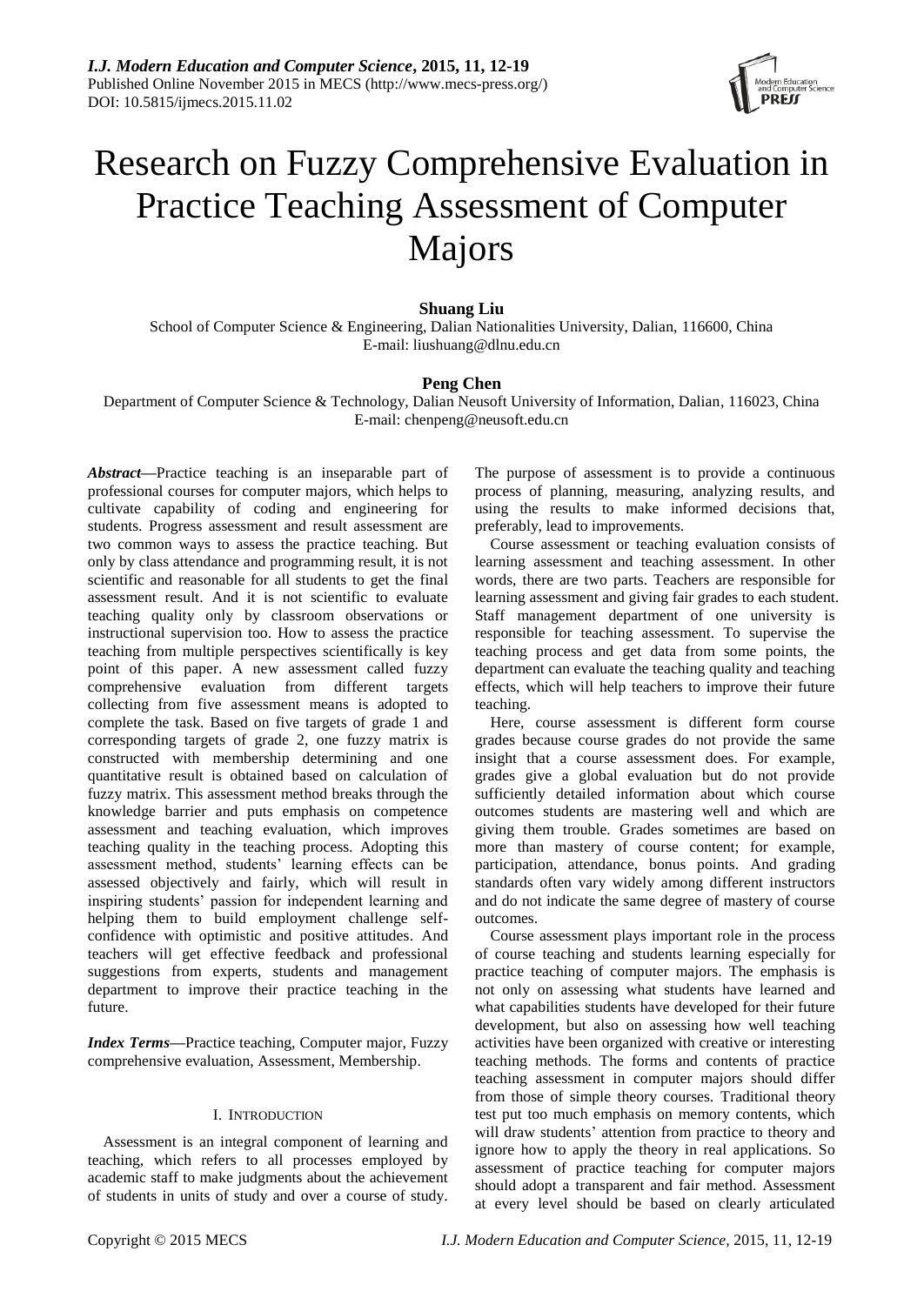# Research on Fuzzy Comprehensive Evaluation in Practice Teaching Assessment of Computer Majors

**Shuang Liu**

School of Computer Science & Engineering, Dalian Nationalities University, Dalian, 116600, China
E-mail: liushuang@dlnu.edu.cn

**Peng Chen**

Department of Computer Science & Technology, Dalian Neusoft University of Information, Dalian, 116023, China
E-mail: chenpeng@neusoft.edu.cn

***Abstract*—**Practice teaching is an inseparable part of professional courses for computer majors, which helps to cultivate capability of coding and engineering for students. Progress assessment and result assessment are two common ways to assess the practice teaching. But only by class attendance and programming result, it is not scientific and reasonable for all students to get the final assessment result. And it is not scientific to evaluate teaching quality only by classroom observations or instructional supervision too. How to assess the practice teaching from multiple perspectives scientifically is key point of this paper. A new assessment called fuzzy comprehensive evaluation from different targets collecting from five assessment means is adopted to complete the task. Based on five targets of grade 1 and corresponding targets of grade 2, one fuzzy matrix is constructed with membership determining and one quantitative result is obtained based on calculation of fuzzy matrix. This assessment method breaks through the knowledge barrier and puts emphasis on competence assessment and teaching evaluation, which improves teaching quality in the teaching process. Adopting this assessment method, students' learning effects can be assessed objectively and fairly, which will result in inspiring students' passion for independent learning and helping them to build employment challenge self-confidence with optimistic and positive attitudes. And teachers will get effective feedback and professional suggestions from experts, students and management department to improve their practice teaching in the future.

***Index Terms*—**Practice teaching, Computer major, Fuzzy comprehensive evaluation, Assessment, Membership.

## I. Introduction

Assessment is an integral component of learning and teaching, which refers to all processes employed by academic staff to make judgments about the achievement of students in units of study and over a course of study. The purpose of assessment is to provide a continuous process of planning, measuring, analyzing results, and using the results to make informed decisions that, preferably, lead to improvements.

Course assessment or teaching evaluation consists of learning assessment and teaching assessment. In other words, there are two parts. Teachers are responsible for learning assessment and giving fair grades to each student. Staff management department of one university is responsible for teaching assessment. To supervise the teaching process and get data from some points, the department can evaluate the teaching quality and teaching effects, which will help teachers to improve their future teaching.

Here, course assessment is different form course grades because course grades do not provide the same insight that a course assessment does. For example, grades give a global evaluation but do not provide sufficiently detailed information about which course outcomes students are mastering well and which are giving them trouble. Grades sometimes are based on more than mastery of course content; for example, participation, attendance, bonus points. And grading standards often vary widely among different instructors and do not indicate the same degree of mastery of course outcomes.

Course assessment plays important role in the process of course teaching and students learning especially for practice teaching of computer majors. The emphasis is not only on assessing what students have learned and what capabilities students have developed for their future development, but also on assessing how well teaching activities have been organized with creative or interesting teaching methods. The forms and contents of practice teaching assessment in computer majors should differ from those of simple theory courses. Traditional theory test put too much emphasis on memory contents, which will draw students' attention from practice to theory and ignore how to apply the theory in real applications. So assessment of practice teaching for computer majors should adopt a transparent and fair method. Assessment at every level should be based on clearly articulated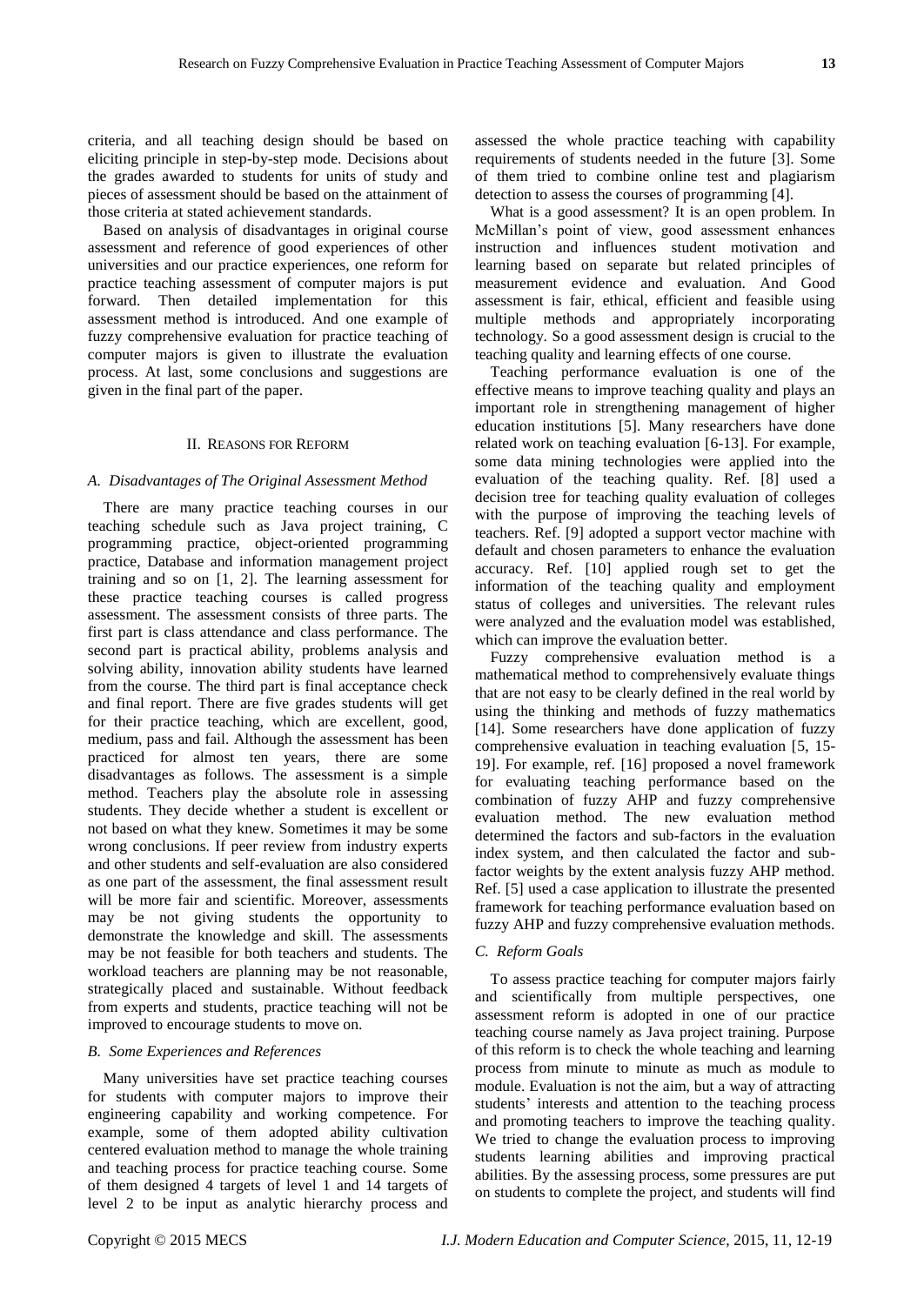criteria, and all teaching design should be based on eliciting principle in step-by-step mode. Decisions about the grades awarded to students for units of study and pieces of assessment should be based on the attainment of those criteria at stated achievement standards.

Based on analysis of disadvantages in original course assessment and reference of good experiences of other universities and our practice experiences, one reform for practice teaching assessment of computer majors is put forward. Then detailed implementation for this assessment method is introduced. And one example of fuzzy comprehensive evaluation for practice teaching of computer majors is given to illustrate the evaluation process. At last, some conclusions and suggestions are given in the final part of the paper.

## II. Reasons for Reform

### *A. Disadvantages of The Original Assessment Method*

There are many practice teaching courses in our teaching schedule such as Java project training, C programming practice, object-oriented programming practice, Database and information management project training and so on [1, 2]. The learning assessment for these practice teaching courses is called progress assessment. The assessment consists of three parts. The first part is class attendance and class performance. The second part is practical ability, problems analysis and solving ability, innovation ability students have learned from the course. The third part is final acceptance check and final report. There are five grades students will get for their practice teaching, which are excellent, good, medium, pass and fail. Although the assessment has been practiced for almost ten years, there are some disadvantages as follows. The assessment is a simple method. Teachers play the absolute role in assessing students. They decide whether a student is excellent or not based on what they knew. Sometimes it may be some wrong conclusions. If peer review from industry experts and other students and self-evaluation are also considered as one part of the assessment, the final assessment result will be more fair and scientific. Moreover, assessments may be not giving students the opportunity to demonstrate the knowledge and skill. The assessments may be not feasible for both teachers and students. The workload teachers are planning may be not reasonable, strategically placed and sustainable. Without feedback from experts and students, practice teaching will not be improved to encourage students to move on.

### *B. Some Experiences and References*

Many universities have set practice teaching courses for students with computer majors to improve their engineering capability and working competence. For example, some of them adopted ability cultivation centered evaluation method to manage the whole training and teaching process for practice teaching course. Some of them designed 4 targets of level 1 and 14 targets of level 2 to be input as analytic hierarchy process and assessed the whole practice teaching with capability requirements of students needed in the future [3]. Some of them tried to combine online test and plagiarism detection to assess the courses of programming [4].

What is a good assessment? It is an open problem. In McMillan's point of view, good assessment enhances instruction and influences student motivation and learning based on separate but related principles of measurement evidence and evaluation. And Good assessment is fair, ethical, efficient and feasible using multiple methods and appropriately incorporating technology. So a good assessment design is crucial to the teaching quality and learning effects of one course.

Teaching performance evaluation is one of the effective means to improve teaching quality and plays an important role in strengthening management of higher education institutions [5]. Many researchers have done related work on teaching evaluation [6-13]. For example, some data mining technologies were applied into the evaluation of the teaching quality. Ref. [8] used a decision tree for teaching quality evaluation of colleges with the purpose of improving the teaching levels of teachers. Ref. [9] adopted a support vector machine with default and chosen parameters to enhance the evaluation accuracy. Ref. [10] applied rough set to get the information of the teaching quality and employment status of colleges and universities. The relevant rules were analyzed and the evaluation model was established, which can improve the evaluation better.

Fuzzy comprehensive evaluation method is a mathematical method to comprehensively evaluate things that are not easy to be clearly defined in the real world by using the thinking and methods of fuzzy mathematics [14]. Some researchers have done application of fuzzy comprehensive evaluation in teaching evaluation [5, 15-19]. For example, ref. [16] proposed a novel framework for evaluating teaching performance based on the combination of fuzzy AHP and fuzzy comprehensive evaluation method. The new evaluation method determined the factors and sub-factors in the evaluation index system, and then calculated the factor and sub-factor weights by the extent analysis fuzzy AHP method. Ref. [5] used a case application to illustrate the presented framework for teaching performance evaluation based on fuzzy AHP and fuzzy comprehensive evaluation methods.

### *C. Reform Goals*

To assess practice teaching for computer majors fairly and scientifically from multiple perspectives, one assessment reform is adopted in one of our practice teaching course namely as Java project training. Purpose of this reform is to check the whole teaching and learning process from minute to minute as much as module to module. Evaluation is not the aim, but a way of attracting students' interests and attention to the teaching process and promoting teachers to improve the teaching quality. We tried to change the evaluation process to improving students learning abilities and improving practical abilities. By the assessing process, some pressures are put on students to complete the project, and students will find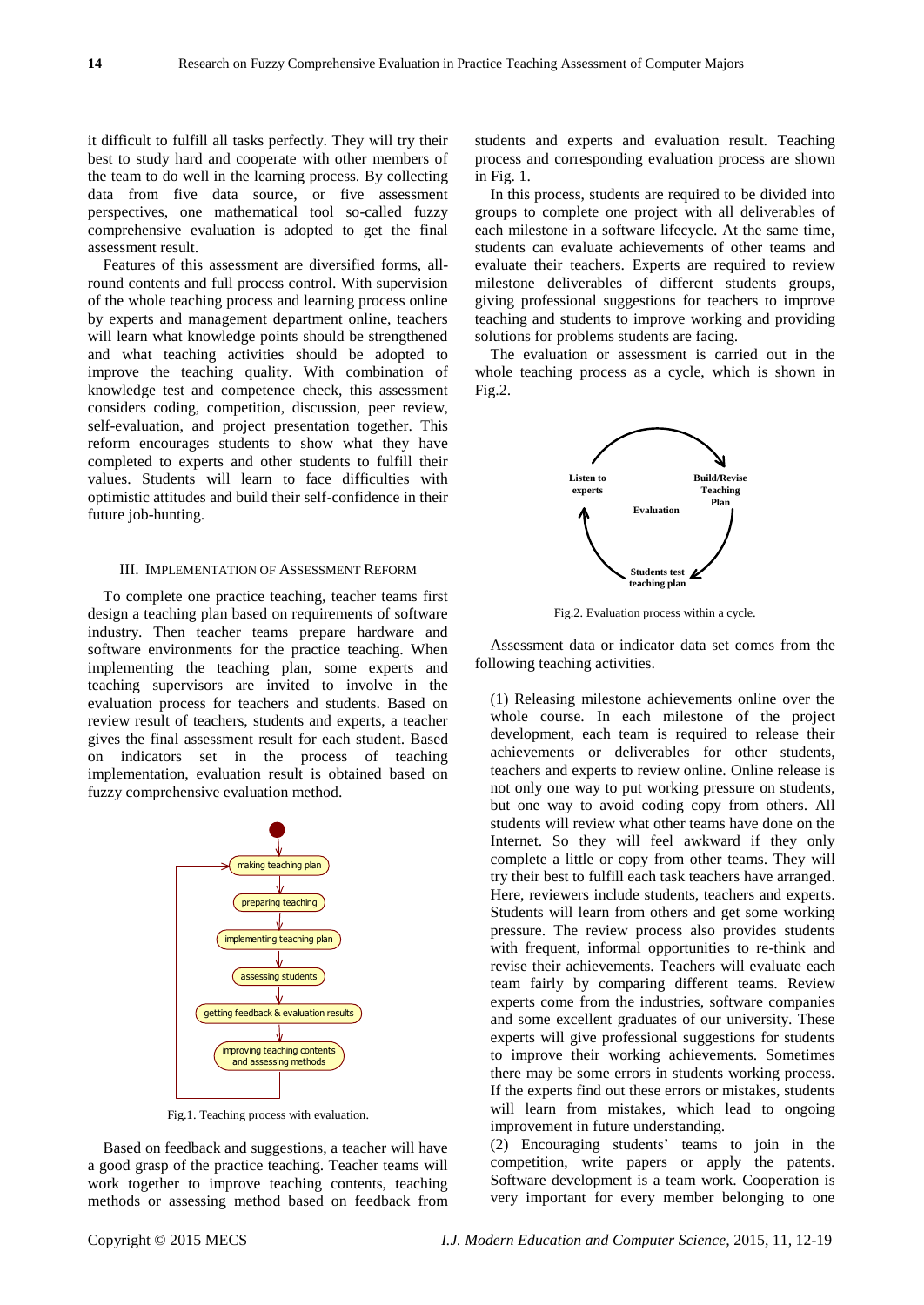it difficult to fulfill all tasks perfectly. They will try their best to study hard and cooperate with other members of the team to do well in the learning process. By collecting data from five data source, or five assessment perspectives, one mathematical tool so-called fuzzy comprehensive evaluation is adopted to get the final assessment result.

Features of this assessment are diversified forms, all-round contents and full process control. With supervision of the whole teaching process and learning process online by experts and management department online, teachers will learn what knowledge points should be strengthened and what teaching activities should be adopted to improve the teaching quality. With combination of knowledge test and competence check, this assessment considers coding, competition, discussion, peer review, self-evaluation, and project presentation together. This reform encourages students to show what they have completed to experts and other students to fulfill their values. Students will learn to face difficulties with optimistic attitudes and build their self-confidence in their future job-hunting.

## III. Implementation of Assessment Reform

To complete one practice teaching, teacher teams first design a teaching plan based on requirements of software industry. Then teacher teams prepare hardware and software environments for the practice teaching. When implementing the teaching plan, some experts and teaching supervisors are invited to involve in the evaluation process for teachers and students. Based on review result of teachers, students and experts, a teacher gives the final assessment result for each student. Based on indicators set in the process of teaching implementation, evaluation result is obtained based on fuzzy comprehensive evaluation method.

making teaching plan

preparing teaching

implementing teaching plan

assessing students

getting feedback & evaluation results

improving teaching contents and assessing methods

Fig.1. Teaching process with evaluation.

Based on feedback and suggestions, a teacher will have a good grasp of the practice teaching. Teacher teams will work together to improve teaching contents, teaching methods or assessing method based on feedback from students and experts and evaluation result. Teaching process and corresponding evaluation process are shown in Fig. 1.

In this process, students are required to be divided into groups to complete one project with all deliverables of each milestone in a software lifecycle. At the same time, students can evaluate achievements of other teams and evaluate their teachers. Experts are required to review milestone deliverables of different students groups, giving professional suggestions for teachers to improve teaching and students to improve working and providing solutions for problems students are facing.

The evaluation or assessment is carried out in the whole teaching process as a cycle, which is shown in Fig.2.

Listen to experts

Build/Revise Teaching Plan

Evaluation

Students test teaching plan

Fig.2. Evaluation process within a cycle.

Assessment data or indicator data set comes from the following teaching activities.

(1) Releasing milestone achievements online over the whole course. In each milestone of the project development, each team is required to release their achievements or deliverables for other students, teachers and experts to review online. Online release is not only one way to put working pressure on students, but only one way to avoid coding copy from others. All students will review what other teams have done on the Internet. So they will feel awkward if they only complete a little or copy from other teams. They will try their best to fulfill each task teachers have arranged. Here, reviewers include students, teachers and experts. Students will learn from others and get some working pressure. The review process also provides students with frequent, informal opportunities to re-think and revise their achievements. Teachers will evaluate each team fairly by comparing different teams. Review experts come from the industries, software companies and some excellent graduates of our university. These experts will give professional suggestions for students to improve their working achievements. Sometimes there may be some errors in students working process. If the experts find out these errors or mistakes, students will learn from mistakes, which lead to ongoing improvement in future understanding.

(2) Encouraging students' teams to join in the competition, write papers or apply the patents. Software development is a team work. Cooperation is very important for every member belonging to one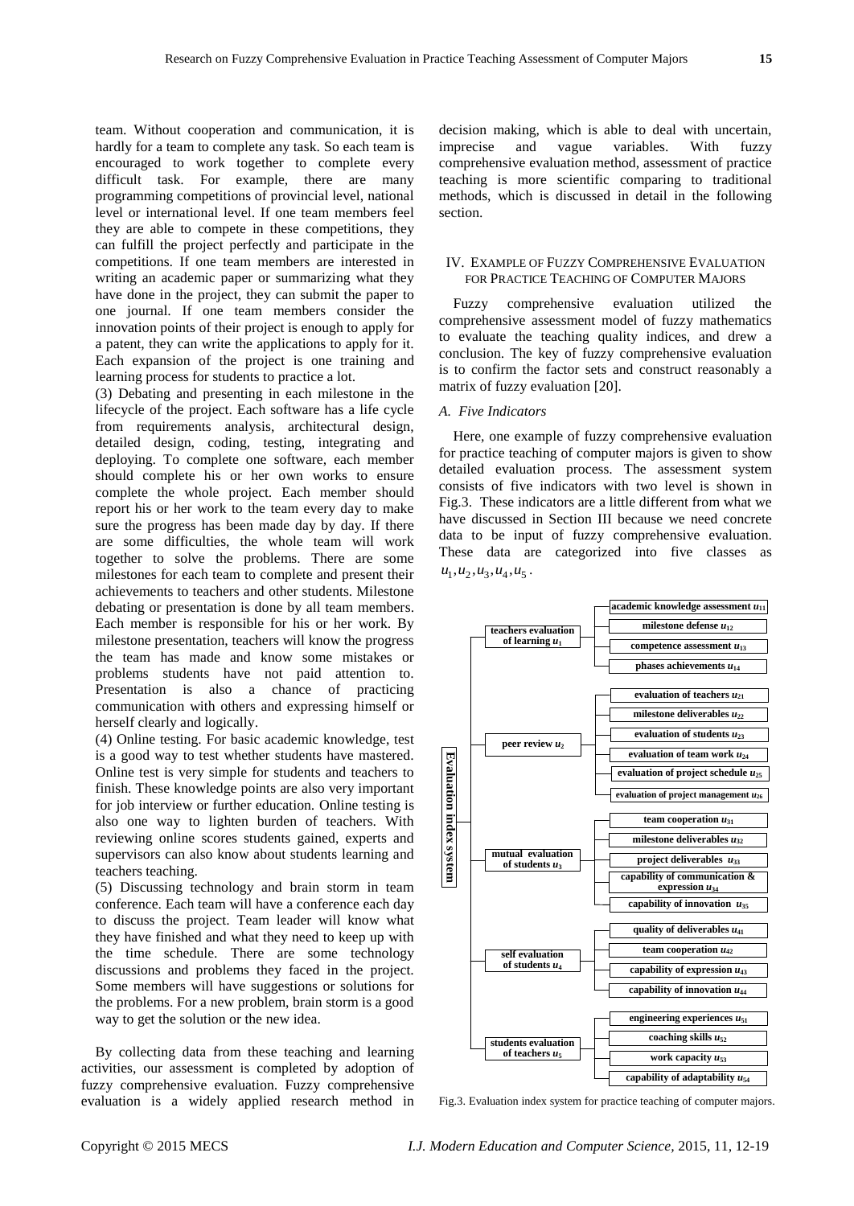team. Without cooperation and communication, it is hardly for a team to complete any task. So each team is encouraged to work together to complete every difficult task. For example, there are many programming competitions of provincial level, national level or international level. If one team members feel they are able to compete in these competitions, they can fulfill the project perfectly and participate in the competitions. If one team members are interested in writing an academic paper or summarizing what they have done in the project, they can submit the paper to one journal. If one team members consider the innovation points of their project is enough to apply for a patent, they can write the applications to apply for it. Each expansion of the project is one training and learning process for students to practice a lot.

(3) Debating and presenting in each milestone in the lifecycle of the project. Each software has a life cycle from requirements analysis, architectural design, detailed design, coding, testing, integrating and deploying. To complete one software, each member should complete his or her own works to ensure complete the whole project. Each member should report his or her work to the team every day to make sure the progress has been made day by day. If there are some difficulties, the whole team will work together to solve the problems. There are some milestones for each team to complete and present their achievements to teachers and other students. Milestone debating or presentation is done by all team members. Each member is responsible for his or her work. By milestone presentation, teachers will know the progress the team has made and know some mistakes or problems students have not paid attention to. Presentation is also a chance of practicing communication with others and expressing himself or herself clearly and logically.

(4) Online testing. For basic academic knowledge, test is a good way to test whether students have mastered. Online test is very simple for students and teachers to finish. These knowledge points are also very important for job interview or further education. Online testing is also one way to lighten burden of teachers. With reviewing online scores students gained, experts and supervisors can also know about students learning and teachers teaching.

(5) Discussing technology and brain storm in team conference. Each team will have a conference each day to discuss the project. Team leader will know what they have finished and what they need to keep up with the time schedule. There are some technology discussions and problems they faced in the project. Some members will have suggestions or solutions for the problems. For a new problem, brain storm is a good way to get the solution or the new idea.

By collecting data from these teaching and learning activities, our assessment is completed by adoption of fuzzy comprehensive evaluation. Fuzzy comprehensive evaluation is a widely applied research method in decision making, which is able to deal with uncertain, imprecise and vague variables. With fuzzy comprehensive evaluation method, assessment of practice teaching is more scientific comparing to traditional methods, which is discussed in detail in the following section.

## IV. Example of Fuzzy Comprehensive Evaluation for Practice Teaching of Computer Majors

Fuzzy comprehensive evaluation utilized the comprehensive assessment model of fuzzy mathematics to evaluate the teaching quality indices, and drew a conclusion. The key of fuzzy comprehensive evaluation is to confirm the factor sets and construct reasonably a matrix of fuzzy evaluation [20].

### *A. Five Indicators*

Here, one example of fuzzy comprehensive evaluation for practice teaching of computer majors is given to show detailed evaluation process. The assessment system consists of five indicators with two level is shown in Fig.3. These indicators are a little different from what we have discussed in Section III because we need concrete data to be input of fuzzy comprehensive evaluation. These data are categorized into five classes as $u_1, u_2, u_3, u_4, u_5$.

Evaluation index system

teachers evaluation of learning $u_1$
- academic knowledge assessment $u_{11}$
- milestone defense $u_{12}$
- competence assessment $u_{13}$
- phases achievements $u_{14}$

peer review $u_2$
- evaluation of teachers $u_{21}$
- milestone deliverables $u_{22}$
- evaluation of students $u_{23}$
- evaluation of team work $u_{24}$
- evaluation of project schedule $u_{25}$
- evaluation of project management $u_{26}$

mutual evaluation of students $u_3$
- team cooperation $u_{31}$
- milestone deliverables $u_{32}$
- project deliverables $u_{33}$
- capability of communication & expression $u_{34}$
- capability of innovation $u_{35}$

self evaluation of students $u_4$
- quality of deliverables $u_{41}$
- team cooperation $u_{42}$
- capability of expression $u_{43}$
- capability of innovation $u_{44}$

students evaluation of teachers $u_5$
- engineering experiences $u_{51}$
- coaching skills $u_{52}$
- work capacity $u_{53}$
- capability of adaptability $u_{54}$

Fig.3. Evaluation index system for practice teaching of computer majors.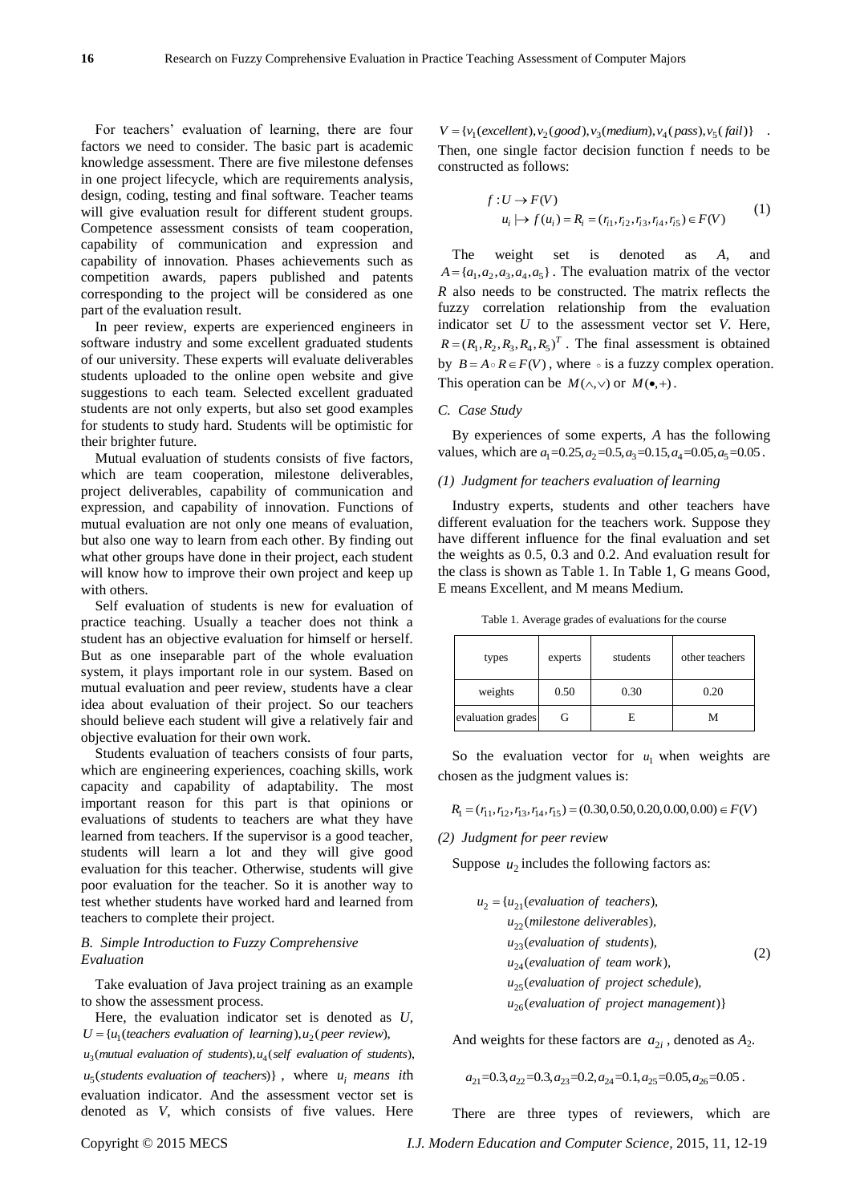For teachers' evaluation of learning, there are four factors we need to consider. The basic part is academic knowledge assessment. There are five milestone defenses in one project lifecycle, which are requirements analysis, design, coding, testing and final software. Teacher teams will give evaluation result for different student groups. Competence assessment consists of team cooperation, capability of communication and expression and capability of innovation. Phases achievements such as competition awards, papers published and patents corresponding to the project will be considered as one part of the evaluation result.

In peer review, experts are experienced engineers in software industry and some excellent graduated students of our university. These experts will evaluate deliverables students uploaded to the online open website and give suggestions to each team. Selected excellent graduated students are not only experts, but also set good examples for students to study hard. Students will be optimistic for their brighter future.

Mutual evaluation of students consists of five factors, which are team cooperation, milestone deliverables, project deliverables, capability of communication and expression, and capability of innovation. Functions of mutual evaluation are not only one means of evaluation, but also one way to learn from each other. By finding out what other groups have done in their project, each student will know how to improve their own project and keep up with others.

Self evaluation of students is new for evaluation of practice teaching. Usually a teacher does not think a student has an objective evaluation for himself or herself. But as one inseparable part of the whole evaluation system, it plays important role in our system. Based on mutual evaluation and peer review, students have a clear idea about evaluation of their project. So our teachers should believe each student will give a relatively fair and objective evaluation for their own work.

Students evaluation of teachers consists of four parts, which are engineering experiences, coaching skills, work capacity and capability of adaptability. The most important reason for this part is that opinions or evaluations of students to teachers are what they have learned from teachers. If the supervisor is a good teacher, students will learn a lot and they will give good evaluation for this teacher. Otherwise, students will give poor evaluation for the teacher. So it is another way to test whether students have worked hard and learned from teachers to complete their project.

### *B. Simple Introduction to Fuzzy Comprehensive Evaluation*

Take evaluation of Java project training as an example to show the assessment process.

Here, the evaluation indicator set is denoted as $U$, $U=\{u_1(\textit{teachers evaluation of learning}), u_2(\textit{peer review}), u_3(\textit{mutual evaluation of students}), u_4(\textit{self evaluation of students}), u_5(\textit{students evaluation of teachers})\}$, where $u_i$ *means* $i$th evaluation indicator. And the assessment vector set is denoted as $V$, which consists of five values. Here $V=\{v_1(\textit{excellent}), v_2(\textit{good}), v_3(\textit{medium}), v_4(\textit{pass}), v_5(\textit{fail})\}$. Then, one single factor decision function f needs to be constructed as follows:

$$
\begin{aligned}
&f: U \to F(V) \\
&\quad u_i \mapsto f(u_i) = R_i = (r_{i1}, r_{i2}, r_{i3}, r_{i4}, r_{i5}) \in F(V)
\end{aligned}
\tag{1}
$$

The weight set is denoted as $A$, and $A=\{a_1, a_2, a_3, a_4, a_5\}$. The evaluation matrix of the vector $R$ also needs to be constructed. The matrix reflects the fuzzy correlation relationship from the evaluation indicator set $U$ to the assessment vector set $V$. Here, $R=(R_1, R_2, R_3, R_4, R_5)^T$. The final assessment is obtained by $B = A \circ R \in F(V)$, where $\circ$ is a fuzzy complex operation. This operation can be $M(\wedge, \vee)$ or $M(\bullet, +)$.

### *C. Case Study*

By experiences of some experts, $A$ has the following values, which are $a_1=0.25, a_2=0.5, a_3=0.15, a_4=0.05, a_5=0.05$.

#### *(1) Judgment for teachers evaluation of learning*

Industry experts, students and other teachers have different evaluation for the teachers work. Suppose they have different influence for the final evaluation and set the weights as 0.5, 0.3 and 0.2. And evaluation result for the class is shown as Table 1. In Table 1, G means Good, E means Excellent, and M means Medium.

Table 1. Average grades of evaluations for the course

| types | experts | students | other teachers |
|---|---|---|---|
| weights | 0.50 | 0.30 | 0.20 |
| evaluation grades | G | E | M |

So the evaluation vector for $u_1$ when weights are chosen as the judgment values is:

$$R_1 = (r_{11}, r_{12}, r_{13}, r_{14}, r_{15}) = (0.30, 0.50, 0.20, 0.00, 0.00) \in F(V)$$

#### *(2) Judgment for peer review*

Suppose $u_2$ includes the following factors as:

$$
\begin{aligned}
u_2 = \{&u_{21}(\textit{evaluation of teachers}), \\
&u_{22}(\textit{milestone deliverables}), \\
&u_{23}(\textit{evaluation of students}), \\
&u_{24}(\textit{evaluation of team work}), \\
&u_{25}(\textit{evaluation of project schedule}), \\
&u_{26}(\textit{evaluation of project management})\}
\end{aligned}
\tag{2}
$$

And weights for these factors are $a_{2i}$, denoted as $A_2$.

$$a_{21}=0.3, a_{22}=0.3, a_{23}=0.2, a_{24}=0.1, a_{25}=0.05, a_{26}=0.05.$$

There are three types of reviewers, which are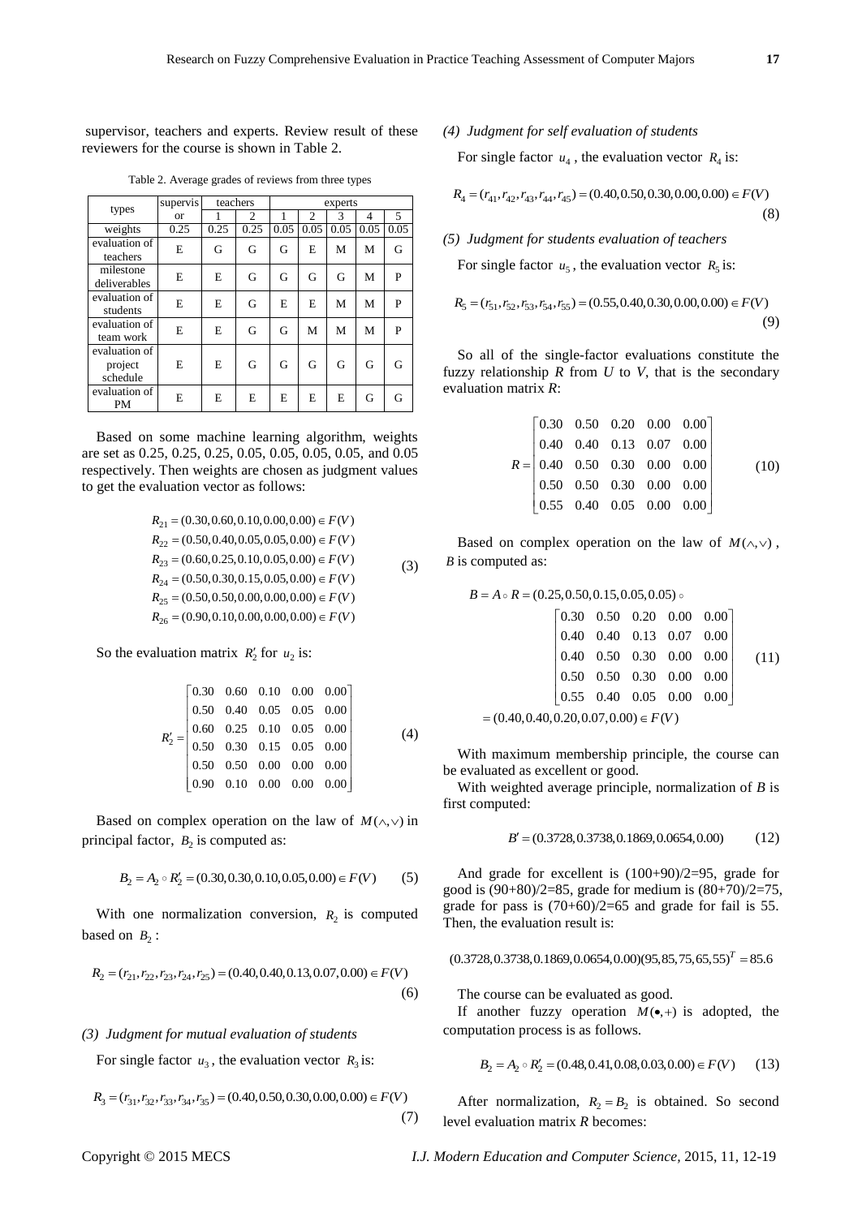supervisor, teachers and experts. Review result of these reviewers for the course is shown in Table 2.

Table 2. Average grades of reviews from three types

| types | supervisor | teachers | | experts | | | | |
|---|---|---|---|---|---|---|---|---|
| | | 1 | 2 | 1 | 2 | 3 | 4 | 5 |
| weights | 0.25 | 0.25 | 0.25 | 0.05 | 0.05 | 0.05 | 0.05 | 0.05 |
| evaluation of teachers | E | G | G | G | E | M | M | G |
| milestone deliverables | E | E | G | G | G | G | M | P |
| evaluation of students | E | E | G | E | E | M | M | P |
| evaluation of team work | E | E | G | G | M | M | M | P |
| evaluation of project schedule | E | E | G | G | G | G | G | G |
| evaluation of PM | E | E | E | E | E | E | G | G |

Based on some machine learning algorithm, weights are set as 0.25, 0.25, 0.25, 0.05, 0.05, 0.05, 0.05, and 0.05 respectively. Then weights are chosen as judgment values to get the evaluation vector as follows:

$$
\begin{aligned}
R_{21} &= (0.30, 0.60, 0.10, 0.00, 0.00) \in F(V) \\
R_{22} &= (0.50, 0.40, 0.05, 0.05, 0.00) \in F(V) \\
R_{23} &= (0.60, 0.25, 0.10, 0.05, 0.00) \in F(V) \\
R_{24} &= (0.50, 0.30, 0.15, 0.05, 0.00) \in F(V) \\
R_{25} &= (0.50, 0.50, 0.00, 0.00, 0.00) \in F(V) \\
R_{26} &= (0.90, 0.10, 0.00, 0.00, 0.00) \in F(V)
\end{aligned} \tag{3}
$$

So the evaluation matrix $R_2'$ for $u_2$ is:

$$
R_2' = \begin{bmatrix} 0.30 & 0.60 & 0.10 & 0.00 & 0.00 \\ 0.50 & 0.40 & 0.05 & 0.05 & 0.00 \\ 0.60 & 0.25 & 0.10 & 0.05 & 0.00 \\ 0.50 & 0.30 & 0.15 & 0.05 & 0.00 \\ 0.50 & 0.50 & 0.00 & 0.00 & 0.00 \\ 0.90 & 0.10 & 0.00 & 0.00 & 0.00 \end{bmatrix} \tag{4}
$$

Based on complex operation on the law of $M(\wedge,\vee)$ in principal factor, $B_2$ is computed as:

$$
B_2 = A_2 \circ R_2' = (0.30, 0.30, 0.10, 0.05, 0.00) \in F(V) \tag{5}
$$

With one normalization conversion, $R_2$ is computed based on $B_2$:

$$
R_2 = (r_{21}, r_{22}, r_{23}, r_{24}, r_{25}) = (0.40, 0.40, 0.13, 0.07, 0.00) \in F(V) \tag{6}
$$

*(3) Judgment for mutual evaluation of students*

For single factor $u_3$, the evaluation vector $R_3$ is:

$$
R_3 = (r_{31}, r_{32}, r_{33}, r_{34}, r_{35}) = (0.40, 0.50, 0.30, 0.00, 0.00) \in F(V) \tag{7}
$$

*(4) Judgment for self evaluation of students*

For single factor $u_4$, the evaluation vector $R_4$ is:

$$
R_4 = (r_{41}, r_{42}, r_{43}, r_{44}, r_{45}) = (0.40, 0.50, 0.30, 0.00, 0.00) \in F(V) \tag{8}
$$

*(5) Judgment for students evaluation of teachers*

For single factor $u_5$, the evaluation vector $R_5$ is:

$$
R_5 = (r_{51}, r_{52}, r_{53}, r_{54}, r_{55}) = (0.55, 0.40, 0.30, 0.00, 0.00) \in F(V) \tag{9}
$$

So all of the single-factor evaluations constitute the fuzzy relationship *R* from *U* to *V*, that is the secondary evaluation matrix *R*:

$$
R = \begin{bmatrix} 0.30 & 0.50 & 0.20 & 0.00 & 0.00 \\ 0.40 & 0.40 & 0.13 & 0.07 & 0.00 \\ 0.40 & 0.50 & 0.30 & 0.00 & 0.00 \\ 0.50 & 0.50 & 0.30 & 0.00 & 0.00 \\ 0.55 & 0.40 & 0.05 & 0.00 & 0.00 \end{bmatrix} \tag{10}
$$

Based on complex operation on the law of $M(\wedge,\vee)$, *B* is computed as:

$$
\begin{aligned}
B = A \circ R &= (0.25, 0.50, 0.15, 0.05, 0.05) \circ \\
&\begin{bmatrix} 0.30 & 0.50 & 0.20 & 0.00 & 0.00 \\ 0.40 & 0.40 & 0.13 & 0.07 & 0.00 \\ 0.40 & 0.50 & 0.30 & 0.00 & 0.00 \\ 0.50 & 0.50 & 0.30 & 0.00 & 0.00 \\ 0.55 & 0.40 & 0.05 & 0.00 & 0.00 \end{bmatrix} \\
&= (0.40, 0.40, 0.20, 0.07, 0.00) \in F(V)
\end{aligned} \tag{11}
$$

With maximum membership principle, the course can be evaluated as excellent or good.

With weighted average principle, normalization of *B* is first computed:

$$
B' = (0.3728, 0.3738, 0.1869, 0.0654, 0.00) \tag{12}
$$

And grade for excellent is (100+90)/2=95, grade for good is (90+80)/2=85, grade for medium is (80+70)/2=75, grade for pass is (70+60)/2=65 and grade for fail is 55. Then, the evaluation result is:

$$
(0.3728, 0.3738, 0.1869, 0.0654, 0.00)(95, 85, 75, 65, 55)^T = 85.6
$$

The course can be evaluated as good.

If another fuzzy operation $M(\bullet,+)$ is adopted, the computation process is as follows.

$$
B_2 = A_2 \circ R_2' = (0.48, 0.41, 0.08, 0.03, 0.00) \in F(V) \tag{13}
$$

After normalization, $R_2 = B_2$ is obtained. So second level evaluation matrix *R* becomes: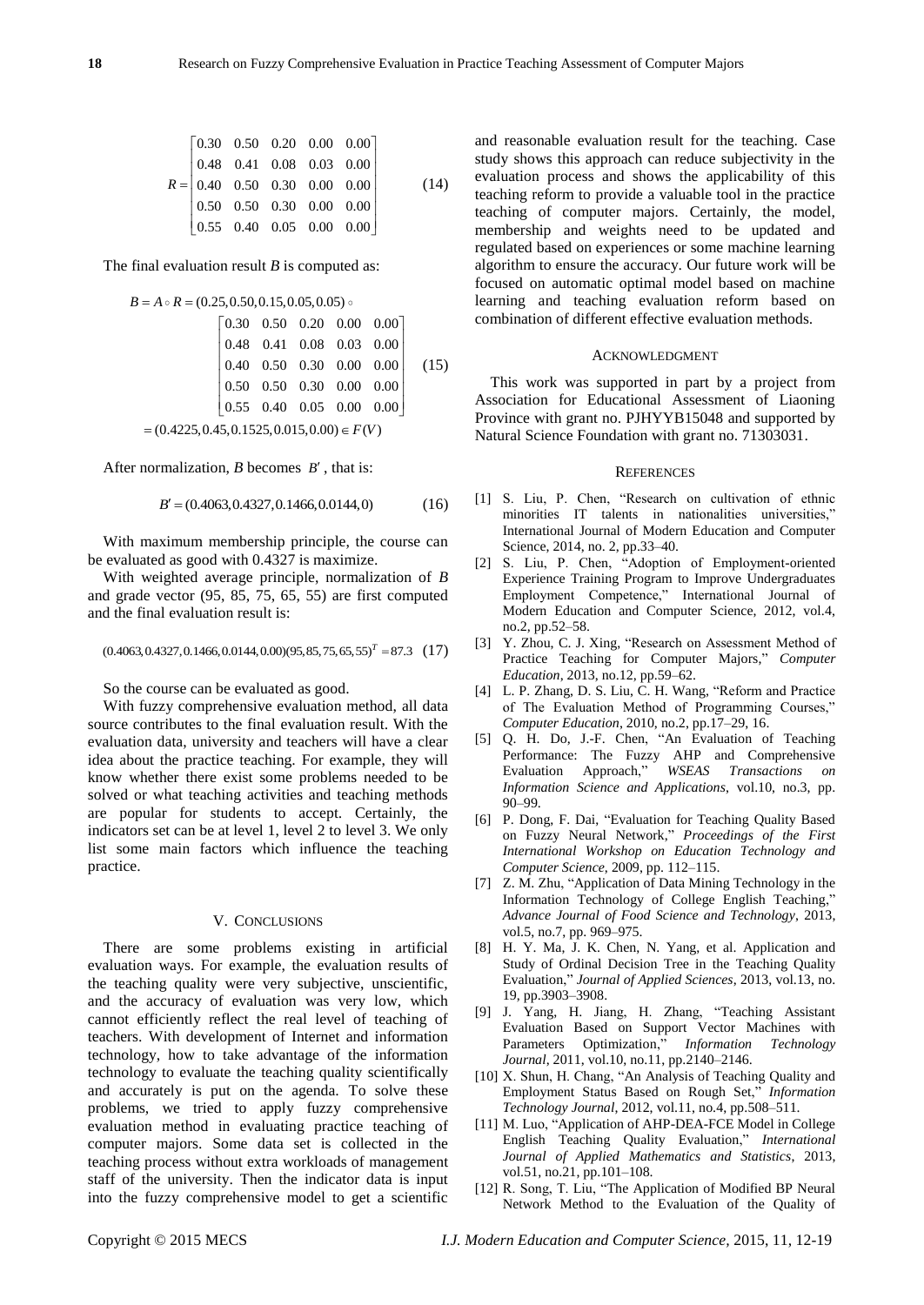$$R = \begin{bmatrix} 0.30 & 0.50 & 0.20 & 0.00 & 0.00 \\ 0.48 & 0.41 & 0.08 & 0.03 & 0.00 \\ 0.40 & 0.50 & 0.30 & 0.00 & 0.00 \\ 0.50 & 0.50 & 0.30 & 0.00 & 0.00 \\ 0.55 & 0.40 & 0.05 & 0.00 & 0.00 \end{bmatrix} \tag{14}$$

The final evaluation result $B$ is computed as:

$$\begin{aligned} B = A \circ R &= (0.25, 0.50, 0.15, 0.05, 0.05) \circ \\ &\begin{bmatrix} 0.30 & 0.50 & 0.20 & 0.00 & 0.00 \\ 0.48 & 0.41 & 0.08 & 0.03 & 0.00 \\ 0.40 & 0.50 & 0.30 & 0.00 & 0.00 \\ 0.50 & 0.50 & 0.30 & 0.00 & 0.00 \\ 0.55 & 0.40 & 0.05 & 0.00 & 0.00 \end{bmatrix} \\ &= (0.4225, 0.45, 0.1525, 0.015, 0.00) \in F(V) \end{aligned} \tag{15}$$

After normalization, $B$ becomes $B'$, that is:

$$B' = (0.4063, 0.4327, 0.1466, 0.0144, 0) \tag{16}$$

With maximum membership principle, the course can be evaluated as good with 0.4327 is maximize.

With weighted average principle, normalization of $B$ and grade vector (95, 85, 75, 65, 55) are first computed and the final evaluation result is:

$$(0.4063, 0.4327, 0.1466, 0.0144, 0.00)(95, 85, 75, 65, 55)^T = 87.3 \tag{17}$$

So the course can be evaluated as good.

With fuzzy comprehensive evaluation method, all data source contributes to the final evaluation result. With the evaluation data, university and teachers will have a clear idea about the practice teaching. For example, they will know whether there exist some problems needed to be solved or what teaching activities and teaching methods are popular for students to accept. Certainly, the indicators set can be at level 1, level 2 to level 3. We only list some main factors which influence the teaching practice.

## V. Conclusions

There are some problems existing in artificial evaluation ways. For example, the evaluation results of the teaching quality were very subjective, unscientific, and the accuracy of evaluation was very low, which cannot efficiently reflect the real level of teaching of teachers. With development of Internet and information technology, how to take advantage of the information technology to evaluate the teaching quality scientifically and accurately is put on the agenda. To solve these problems, we tried to apply fuzzy comprehensive evaluation method in evaluating practice teaching of computer majors. Some data set is collected in the teaching process without extra workloads of management staff of the university. Then the indicator data is input into the fuzzy comprehensive model to get a scientific and reasonable evaluation result for the teaching. Case study shows this approach can reduce subjectivity in the evaluation process and shows the applicability of this teaching reform to provide a valuable tool in the practice teaching of computer majors. Certainly, the model, membership and weights need to be updated and regulated based on experiences or some machine learning algorithm to ensure the accuracy. Our future work will be focused on automatic optimal model based on machine learning and teaching evaluation reform based on combination of different effective evaluation methods.

## Acknowledgment

This work was supported in part by a project from Association for Educational Assessment of Liaoning Province with grant no. PJHYYB15048 and supported by Natural Science Foundation with grant no. 71303031.

## References

[1] S. Liu, P. Chen, "Research on cultivation of ethnic minorities IT talents in nationalities universities," International Journal of Modern Education and Computer Science, 2014, no. 2, pp.33–40.

[2] S. Liu, P. Chen, "Adoption of Employment-oriented Experience Training Program to Improve Undergraduates Employment Competence," International Journal of Modern Education and Computer Science, 2012, vol.4, no.2, pp.52–58.

[3] Y. Zhou, C. J. Xing, "Research on Assessment Method of Practice Teaching for Computer Majors," *Computer Education*, 2013, no.12, pp.59–62.

[4] L. P. Zhang, D. S. Liu, C. H. Wang, "Reform and Practice of The Evaluation Method of Programming Courses," *Computer Education*, 2010, no.2, pp.17–29, 16.

[5] Q. H. Do, J.-F. Chen, "An Evaluation of Teaching Performance: The Fuzzy AHP and Comprehensive Evaluation Approach," *WSEAS Transactions on Information Science and Applications*, vol.10, no.3, pp. 90–99.

[6] P. Dong, F. Dai, "Evaluation for Teaching Quality Based on Fuzzy Neural Network," *Proceedings of the First International Workshop on Education Technology and Computer Science*, 2009, pp. 112–115.

[7] Z. M. Zhu, "Application of Data Mining Technology in the Information Technology of College English Teaching," *Advance Journal of Food Science and Technology*, 2013, vol.5, no.7, pp. 969–975.

[8] H. Y. Ma, J. K. Chen, N. Yang, et al. Application and Study of Ordinal Decision Tree in the Teaching Quality Evaluation," *Journal of Applied Sciences*, 2013, vol.13, no. 19, pp.3903–3908.

[9] J. Yang, H. Jiang, H. Zhang, "Teaching Assistant Evaluation Based on Support Vector Machines with Parameters Optimization," *Information Technology Journal*, 2011, vol.10, no.11, pp.2140–2146.

[10] X. Shun, H. Chang, "An Analysis of Teaching Quality and Employment Status Based on Rough Set," *Information Technology Journal*, 2012, vol.11, no.4, pp.508–511.

[11] M. Luo, "Application of AHP-DEA-FCE Model in College English Teaching Quality Evaluation," *International Journal of Applied Mathematics and Statistics*, 2013, vol.51, no.21, pp.101–108.

[12] R. Song, T. Liu, "The Application of Modified BP Neural Network Method to the Evaluation of the Quality of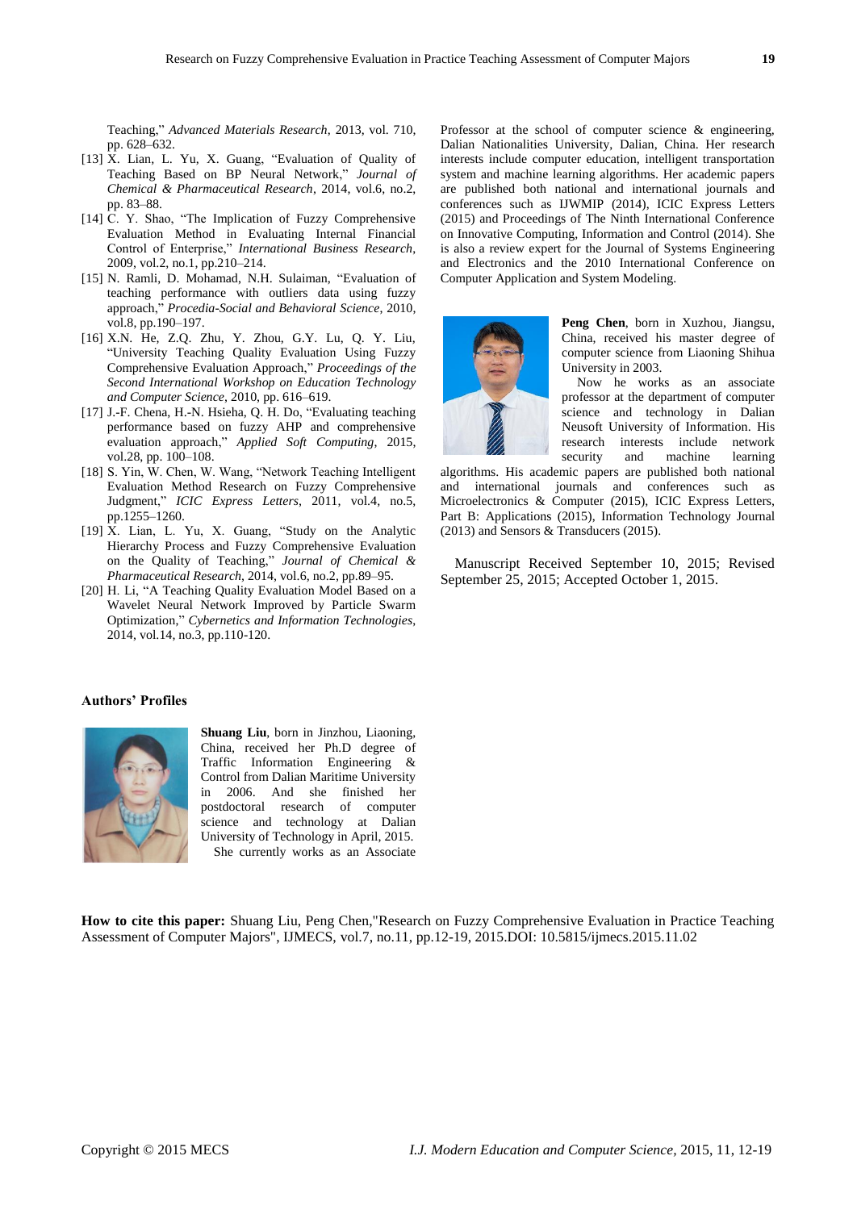Teaching," *Advanced Materials Research*, 2013, vol. 710, pp. 628–632.

[13] X. Lian, L. Yu, X. Guang, "Evaluation of Quality of Teaching Based on BP Neural Network," *Journal of Chemical & Pharmaceutical Research*, 2014, vol.6, no.2, pp. 83–88.

[14] C. Y. Shao, "The Implication of Fuzzy Comprehensive Evaluation Method in Evaluating Internal Financial Control of Enterprise," *International Business Research*, 2009, vol.2, no.1, pp.210–214.

[15] N. Ramli, D. Mohamad, N.H. Sulaiman, "Evaluation of teaching performance with outliers data using fuzzy approach," *Procedia-Social and Behavioral Science*, 2010, vol.8, pp.190–197.

[16] X.N. He, Z.Q. Zhu, Y. Zhou, G.Y. Lu, Q. Y. Liu, "University Teaching Quality Evaluation Using Fuzzy Comprehensive Evaluation Approach," *Proceedings of the Second International Workshop on Education Technology and Computer Science*, 2010, pp. 616–619.

[17] J.-F. Chena, H.-N. Hsieha, Q. H. Do, "Evaluating teaching performance based on fuzzy AHP and comprehensive evaluation approach," *Applied Soft Computing*, 2015, vol.28, pp. 100–108.

[18] S. Yin, W. Chen, W. Wang, "Network Teaching Intelligent Evaluation Method Research on Fuzzy Comprehensive Judgment," *ICIC Express Letters*, 2011, vol.4, no.5, pp.1255–1260.

[19] X. Lian, L. Yu, X. Guang, "Study on the Analytic Hierarchy Process and Fuzzy Comprehensive Evaluation on the Quality of Teaching," *Journal of Chemical & Pharmaceutical Research*, 2014, vol.6, no.2, pp.89–95.

[20] H. Li, "A Teaching Quality Evaluation Model Based on a Wavelet Neural Network Improved by Particle Swarm Optimization," *Cybernetics and Information Technologies*, 2014, vol.14, no.3, pp.110-120.

**Authors' Profiles**

**Shuang Liu**, born in Jinzhou, Liaoning, China, received her Ph.D degree of Traffic Information Engineering & Control from Dalian Maritime University in 2006. And she finished her postdoctoral research of computer science and technology at Dalian University of Technology in April, 2015.

She currently works as an Associate Professor at the school of computer science & engineering, Dalian Nationalities University, Dalian, China. Her research interests include computer education, intelligent transportation system and machine learning algorithms. Her academic papers are published both national and international journals and conferences such as IJWMIP (2014), ICIC Express Letters (2015) and Proceedings of The Ninth International Conference on Innovative Computing, Information and Control (2014). She is also a review expert for the Journal of Systems Engineering and Electronics and the 2010 International Conference on Computer Application and System Modeling.

**Peng Chen**, born in Xuzhou, Jiangsu, China, received his master degree of computer science from Liaoning Shihua University in 2003.

Now he works as an associate professor at the department of computer science and technology in Dalian Neusoft University of Information. His research interests include network security and machine learning algorithms. His academic papers are published both national and international journals and conferences such as Microelectronics & Computer (2015), ICIC Express Letters, Part B: Applications (2015), Information Technology Journal (2013) and Sensors & Transducers (2015).

Manuscript Received September 10, 2015; Revised September 25, 2015; Accepted October 1, 2015.

**How to cite this paper:** Shuang Liu, Peng Chen,"Research on Fuzzy Comprehensive Evaluation in Practice Teaching Assessment of Computer Majors", IJMECS, vol.7, no.11, pp.12-19, 2015.DOI: 10.5815/ijmecs.2015.11.02